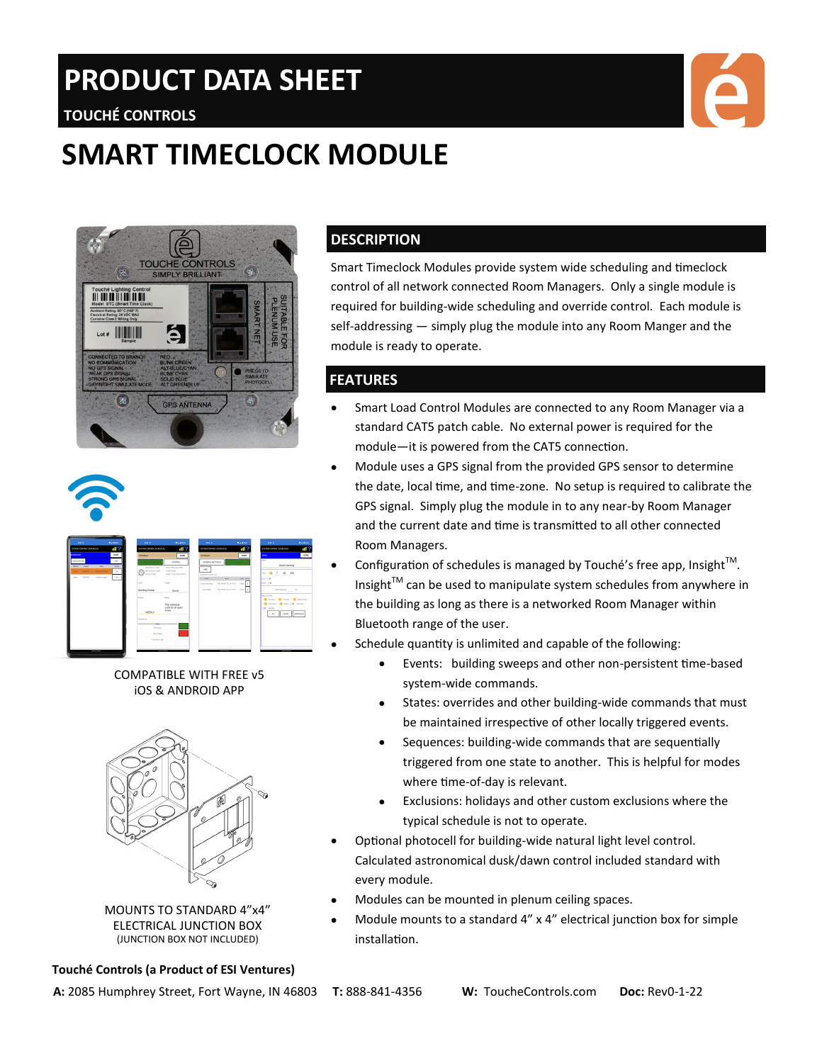# PRODUCT DATA SHEET

TOUCHÉ CONTROLS

# SMART TIMECLOCK MODULE

COMPATIBLE WITH FREE v5 iOS & ANDROID APP

MOUNTS TO STANDARD 4"x4" ELECTRICAL JUNCTION BOX
(JUNCTION BOX NOT INCLUDED)

## DESCRIPTION

Smart Timeclock Modules provide system wide scheduling and timeclock control of all network connected Room Managers. Only a single module is required for building-wide scheduling and override control. Each module is self-addressing — simply plug the module into any Room Manger and the module is ready to operate.

## FEATURES

- Smart Load Control Modules are connected to any Room Manager via a standard CAT5 patch cable. No external power is required for the module—it is powered from the CAT5 connection.
- Module uses a GPS signal from the provided GPS sensor to determine the date, local time, and time-zone. No setup is required to calibrate the GPS signal. Simply plug the module in to any near-by Room Manager and the current date and time is transmitted to all other connected Room Managers.
- Configuration of schedules is managed by Touché's free app, Insight™. Insight™ can be used to manipulate system schedules from anywhere in the building as long as there is a networked Room Manager within Bluetooth range of the user.
- Schedule quantity is unlimited and capable of the following:
  - Events: building sweeps and other non-persistent time-based system-wide commands.
  - States: overrides and other building-wide commands that must be maintained irrespective of other locally triggered events.
  - Sequences: building-wide commands that are sequentially triggered from one state to another. This is helpful for modes where time-of-day is relevant.
  - Exclusions: holidays and other custom exclusions where the typical schedule is not to operate.
- Optional photocell for building-wide natural light level control. Calculated astronomical dusk/dawn control included standard with every module.
- Modules can be mounted in plenum ceiling spaces.
- Module mounts to a standard 4" x 4" electrical junction box for simple installation.

**Touché Controls (a Product of ESI Ventures)**

**A:** 2085 Humphrey Street, Fort Wayne, IN 46803 **T:** 888-841-4356 **W:** ToucheControls.com **Doc:** Rev0-1-22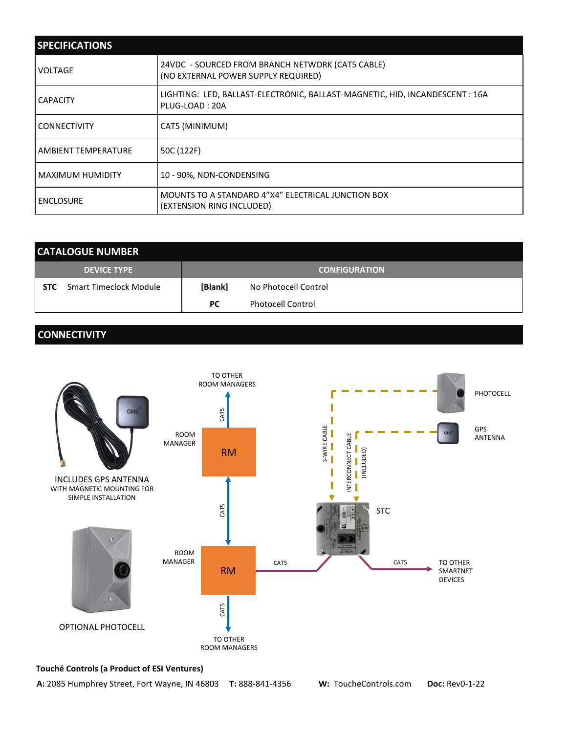| SPECIFICATIONS | |
|---|---|
| VOLTAGE | 24VDC - SOURCED FROM BRANCH NETWORK (CAT5 CABLE)<br>(NO EXTERNAL POWER SUPPLY REQUIRED) |
| CAPACITY | LIGHTING: LED, BALLAST-ELECTRONIC, BALLAST-MAGNETIC, HID, INCANDESCENT : 16A<br>PLUG-LOAD : 20A |
| CONNECTIVITY | CAT5 (MINIMUM) |
| AMBIENT TEMPERATURE | 50C (122F) |
| MAXIMUM HUMIDITY | 10 - 90%, NON-CONDENSING |
| ENCLOSURE | MOUNTS TO A STANDARD 4"X4" ELECTRICAL JUNCTION BOX<br>(EXTENSION RING INCLUDED) |

## CATALOGUE NUMBER

| DEVICE TYPE | | CONFIGURATION | |
|---|---|---|---|
| **STC** | Smart Timeclock Module | **[Blank]** | No Photocell Control |
| | | **PC** | Photocell Control |

## CONNECTIVITY

INCLUDES GPS ANTENNA
WITH MAGNETIC MOUNTING FOR
SIMPLE INSTALLATION

OPTIONAL PHOTOCELL

TO OTHER ROOM MANAGERS

CAT5

ROOM MANAGER

RM

CAT5

ROOM MANAGER

RM

CAT5

TO OTHER ROOM MANAGERS

CAT5

3-WIRE CABLE

INTERCONNECT CABLE (INCLUDED)

PHOTOCELL

GPS ANTENNA

STC

CAT5

TO OTHER SMARTNET DEVICES

**Touché Controls (a Product of ESI Ventures)**

**A:** 2085 Humphrey Street, Fort Wayne, IN 46803 **T:** 888-841-4356 **W:** ToucheControls.com **Doc:** Rev0-1-22